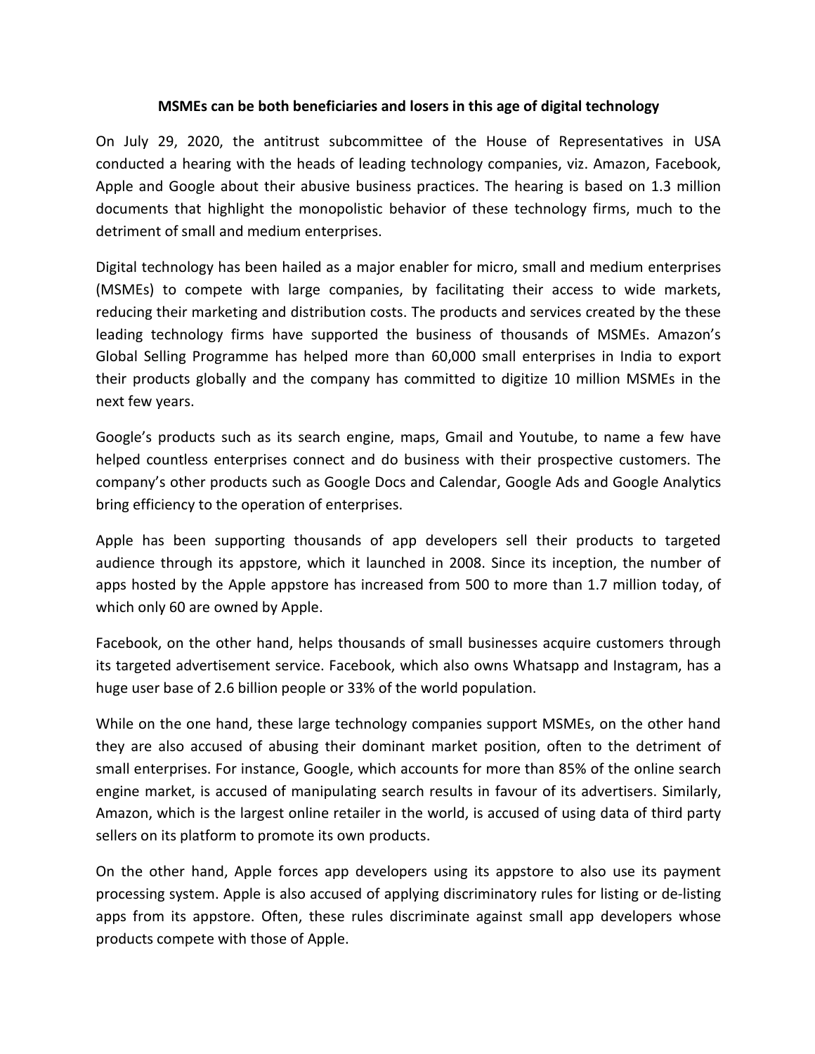**MSMEs can be both beneficiaries and losers in this age of digital technology**

On July 29, 2020, the antitrust subcommittee of the House of Representatives in USA conducted a hearing with the heads of leading technology companies, viz. Amazon, Facebook, Apple and Google about their abusive business practices. The hearing is based on 1.3 million documents that highlight the monopolistic behavior of these technology firms, much to the detriment of small and medium enterprises.

Digital technology has been hailed as a major enabler for micro, small and medium enterprises (MSMEs) to compete with large companies, by facilitating their access to wide markets, reducing their marketing and distribution costs. The products and services created by the these leading technology firms have supported the business of thousands of MSMEs. Amazon's Global Selling Programme has helped more than 60,000 small enterprises in India to export their products globally and the company has committed to digitize 10 million MSMEs in the next few years.

Google's products such as its search engine, maps, Gmail and Youtube, to name a few have helped countless enterprises connect and do business with their prospective customers. The company's other products such as Google Docs and Calendar, Google Ads and Google Analytics bring efficiency to the operation of enterprises.

Apple has been supporting thousands of app developers sell their products to targeted audience through its appstore, which it launched in 2008. Since its inception, the number of apps hosted by the Apple appstore has increased from 500 to more than 1.7 million today, of which only 60 are owned by Apple.

Facebook, on the other hand, helps thousands of small businesses acquire customers through its targeted advertisement service. Facebook, which also owns Whatsapp and Instagram, has a huge user base of 2.6 billion people or 33% of the world population.

While on the one hand, these large technology companies support MSMEs, on the other hand they are also accused of abusing their dominant market position, often to the detriment of small enterprises. For instance, Google, which accounts for more than 85% of the online search engine market, is accused of manipulating search results in favour of its advertisers. Similarly, Amazon, which is the largest online retailer in the world, is accused of using data of third party sellers on its platform to promote its own products.

On the other hand, Apple forces app developers using its appstore to also use its payment processing system. Apple is also accused of applying discriminatory rules for listing or de-listing apps from its appstore. Often, these rules discriminate against small app developers whose products compete with those of Apple.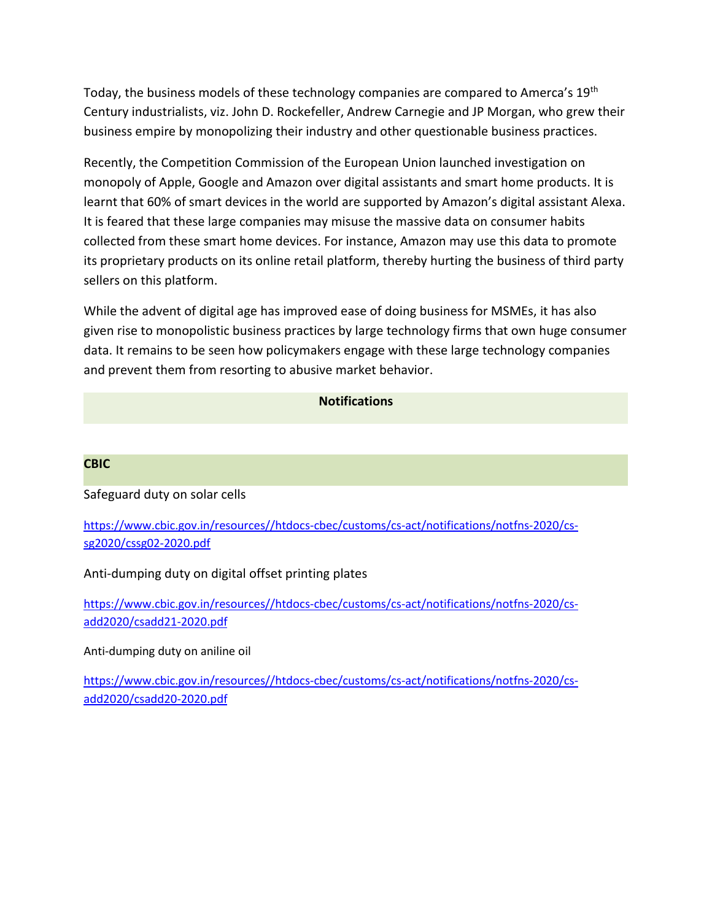Today, the business models of these technology companies are compared to Amerca's 19th Century industrialists, viz. John D. Rockefeller, Andrew Carnegie and JP Morgan, who grew their business empire by monopolizing their industry and other questionable business practices.

Recently, the Competition Commission of the European Union launched investigation on monopoly of Apple, Google and Amazon over digital assistants and smart home products. It is learnt that 60% of smart devices in the world are supported by Amazon's digital assistant Alexa. It is feared that these large companies may misuse the massive data on consumer habits collected from these smart home devices. For instance, Amazon may use this data to promote its proprietary products on its online retail platform, thereby hurting the business of third party sellers on this platform.

While the advent of digital age has improved ease of doing business for MSMEs, it has also given rise to monopolistic business practices by large technology firms that own huge consumer data. It remains to be seen how policymakers engage with these large technology companies and prevent them from resorting to abusive market behavior.

## Notifications

### CBIC

Safeguard duty on solar cells

https://www.cbic.gov.in/resources//htdocs-cbec/customs/cs-act/notifications/notfns-2020/cs-sg2020/cssg02-2020.pdf

Anti-dumping duty on digital offset printing plates

https://www.cbic.gov.in/resources//htdocs-cbec/customs/cs-act/notifications/notfns-2020/cs-add2020/csadd21-2020.pdf

Anti-dumping duty on aniline oil

https://www.cbic.gov.in/resources//htdocs-cbec/customs/cs-act/notifications/notfns-2020/cs-add2020/csadd20-2020.pdf